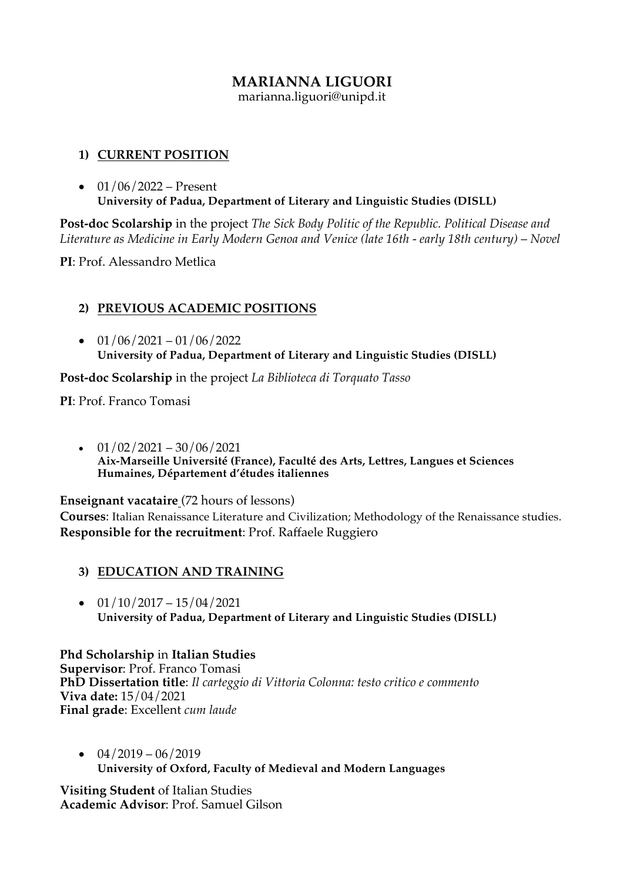# MARIANNA LIGUORI

marianna.liguori@unipd.it

## 1) CURRENT POSITION

- 01/06/2022 – Present
  **University of Padua, Department of Literary and Linguistic Studies (DISLL)**

**Post-doc Scolarship** in the project *The Sick Body Politic of the Republic. Political Disease and Literature as Medicine in Early Modern Genoa and Venice (late 16th - early 18th century) – Novel*

**PI**: Prof. Alessandro Metlica

## 2) PREVIOUS ACADEMIC POSITIONS

- 01/06/2021 – 01/06/2022
  **University of Padua, Department of Literary and Linguistic Studies (DISLL)**

**Post-doc Scolarship** in the project *La Biblioteca di Torquato Tasso*

**PI**: Prof. Franco Tomasi

- 01/02/2021 – 30/06/2021
  **Aix-Marseille Université (France), Faculté des Arts, Lettres, Langues et Sciences Humaines, Département d'études italiennes**

**Enseignant vacataire** (72 hours of lessons)
**Courses**: Italian Renaissance Literature and Civilization; Methodology of the Renaissance studies.
**Responsible for the recruitment**: Prof. Raffaele Ruggiero

## 3) EDUCATION AND TRAINING

- 01/10/2017 – 15/04/2021
  **University of Padua, Department of Literary and Linguistic Studies (DISLL)**

**Phd Scholarship** in **Italian Studies**
**Supervisor**: Prof. Franco Tomasi
**PhD Dissertation title**: *Il carteggio di Vittoria Colonna: testo critico e commento*
**Viva date:** 15/04/2021
**Final grade**: Excellent *cum laude*

- 04/2019 – 06/2019
  **University of Oxford, Faculty of Medieval and Modern Languages**

**Visiting Student** of Italian Studies
**Academic Advisor**: Prof. Samuel Gilson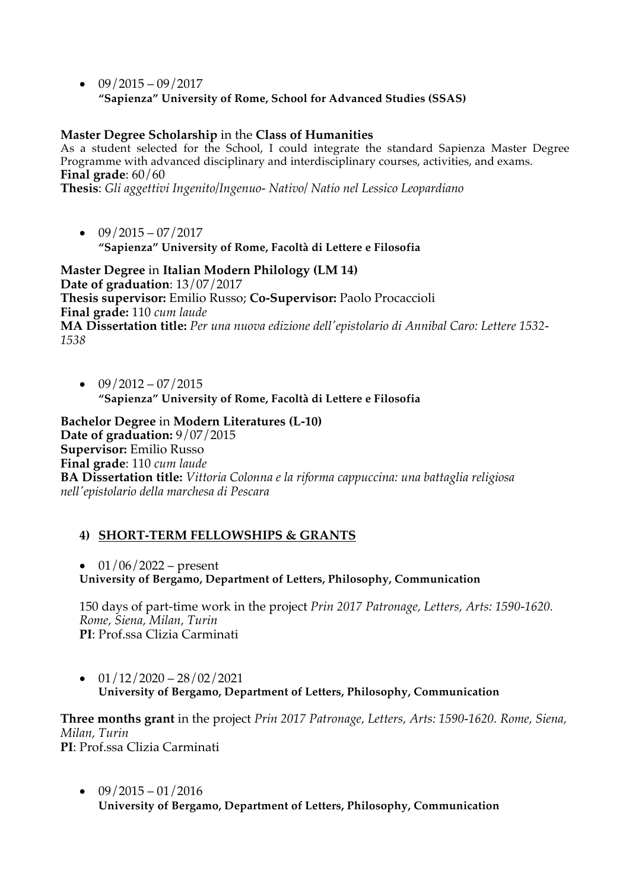- 09/2015 – 09/2017
  **"Sapienza" University of Rome, School for Advanced Studies (SSAS)**

**Master Degree Scholarship** in the **Class of Humanities**
As a student selected for the School, I could integrate the standard Sapienza Master Degree Programme with advanced disciplinary and interdisciplinary courses, activities, and exams.
**Final grade**: 60/60
**Thesis**: *Gli aggettivi Ingenito/Ingenuo- Nativo/ Natio nel Lessico Leopardiano*

- 09/2015 – 07/2017
  **"Sapienza" University of Rome, Facoltà di Lettere e Filosofia**

**Master Degree** in **Italian Modern Philology (LM 14)**
**Date of graduation**: 13/07/2017
**Thesis supervisor:** Emilio Russo; **Co-Supervisor:** Paolo Procaccioli
**Final grade:** 110 *cum laude*
**MA Dissertation title:** *Per una nuova edizione dell'epistolario di Annibal Caro: Lettere 1532-1538*

- 09/2012 – 07/2015
  **"Sapienza" University of Rome, Facoltà di Lettere e Filosofia**

**Bachelor Degree** in **Modern Literatures (L-10)**
**Date of graduation:** 9/07/2015
**Supervisor:** Emilio Russo
**Final grade**: 110 *cum laude*
**BA Dissertation title:** *Vittoria Colonna e la riforma cappuccina: una battaglia religiosa nell'epistolario della marchesa di Pescara*

## 4) SHORT-TERM FELLOWSHIPS & GRANTS

- 01/06/2022 – present
  **University of Bergamo, Department of Letters, Philosophy, Communication**

  150 days of part-time work in the project *Prin 2017 Patronage, Letters, Arts: 1590-1620. Rome, Siena, Milan, Turin*
  **PI**: Prof.ssa Clizia Carminati

- 01/12/2020 – 28/02/2021
  **University of Bergamo, Department of Letters, Philosophy, Communication**

**Three months grant** in the project *Prin 2017 Patronage, Letters, Arts: 1590-1620. Rome, Siena, Milan, Turin*
**PI**: Prof.ssa Clizia Carminati

- 09/2015 – 01/2016
  **University of Bergamo, Department of Letters, Philosophy, Communication**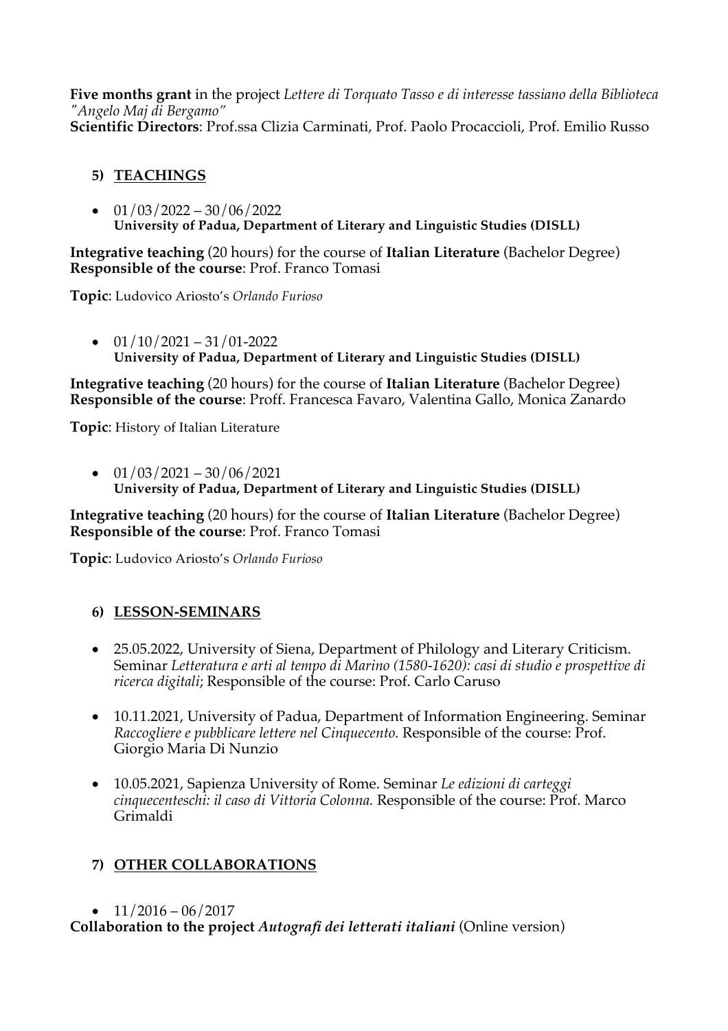**Five months grant** in the project *Lettere di Torquato Tasso e di interesse tassiano della Biblioteca "Angelo Maj di Bergamo"*
**Scientific Directors**: Prof.ssa Clizia Carminati, Prof. Paolo Procaccioli, Prof. Emilio Russo

## 5) TEACHINGS

- 01/03/2022 – 30/06/2022
  **University of Padua, Department of Literary and Linguistic Studies (DISLL)**

**Integrative teaching** (20 hours) for the course of **Italian Literature** (Bachelor Degree)
**Responsible of the course**: Prof. Franco Tomasi

**Topic**: Ludovico Ariosto's *Orlando Furioso*

- 01/10/2021 – 31/01-2022
  **University of Padua, Department of Literary and Linguistic Studies (DISLL)**

**Integrative teaching** (20 hours) for the course of **Italian Literature** (Bachelor Degree)
**Responsible of the course**: Proff. Francesca Favaro, Valentina Gallo, Monica Zanardo

**Topic**: History of Italian Literature

- 01/03/2021 – 30/06/2021
  **University of Padua, Department of Literary and Linguistic Studies (DISLL)**

**Integrative teaching** (20 hours) for the course of **Italian Literature** (Bachelor Degree)
**Responsible of the course**: Prof. Franco Tomasi

**Topic**: Ludovico Ariosto's *Orlando Furioso*

## 6) LESSON-SEMINARS

- 25.05.2022, University of Siena, Department of Philology and Literary Criticism. Seminar *Letteratura e arti al tempo di Marino (1580-1620): casi di studio e prospettive di ricerca digitali*; Responsible of the course: Prof. Carlo Caruso
- 10.11.2021, University of Padua, Department of Information Engineering. Seminar *Raccogliere e pubblicare lettere nel Cinquecento.* Responsible of the course: Prof. Giorgio Maria Di Nunzio
- 10.05.2021, Sapienza University of Rome. Seminar *Le edizioni di carteggi cinquecenteschi: il caso di Vittoria Colonna.* Responsible of the course: Prof. Marco Grimaldi

## 7) OTHER COLLABORATIONS

- 11/2016 – 06/2017

**Collaboration to the project *Autografi dei letterati italiani*** (Online version)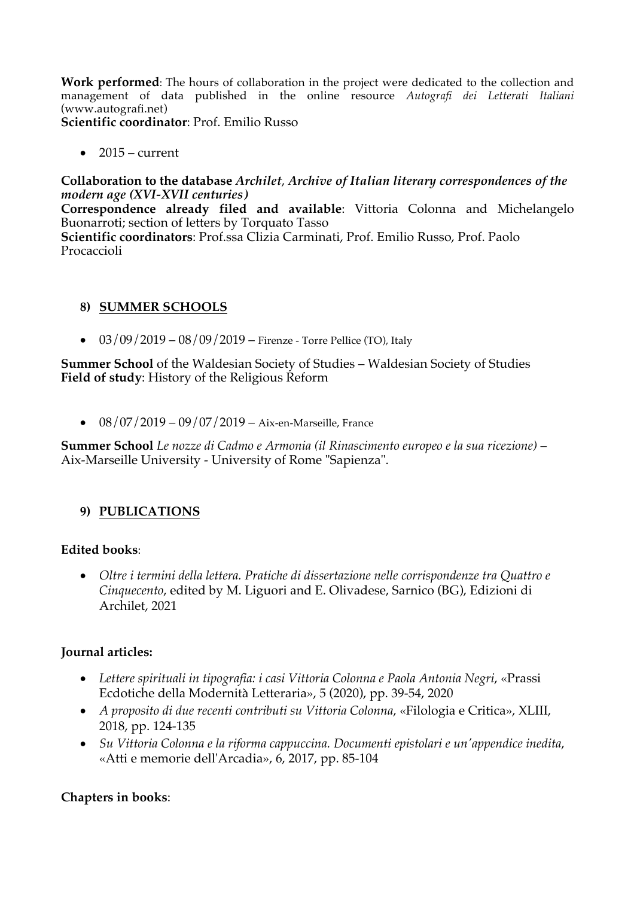**Work performed**: The hours of collaboration in the project were dedicated to the collection and management of data published in the online resource *Autografi dei Letterati Italiani* (www.autografi.net)
**Scientific coordinator**: Prof. Emilio Russo

- 2015 – current

**Collaboration to the database *Archilet, Archive of Italian literary correspondences of the modern age (XVI-XVII centuries)***
**Correspondence already filed and available**: Vittoria Colonna and Michelangelo Buonarroti; section of letters by Torquato Tasso
**Scientific coordinators**: Prof.ssa Clizia Carminati, Prof. Emilio Russo, Prof. Paolo Procaccioli

## 8) SUMMER SCHOOLS

- 03/09/2019 – 08/09/2019 – Firenze - Torre Pellice (TO), Italy

**Summer School** of the Waldesian Society of Studies – Waldesian Society of Studies
**Field of study**: History of the Religious Reform

- 08/07/2019 – 09/07/2019 – Aix-en-Marseille, France

**Summer School** *Le nozze di Cadmo e Armonia (il Rinascimento europeo e la sua ricezione)* – Aix-Marseille University - University of Rome "Sapienza".

## 9) PUBLICATIONS

**Edited books**:

- *Oltre i termini della lettera. Pratiche di dissertazione nelle corrispondenze tra Quattro e Cinquecento*, edited by M. Liguori and E. Olivadese, Sarnico (BG), Edizioni di Archilet, 2021

**Journal articles:**

- *Lettere spirituali in tipografia: i casi Vittoria Colonna e Paola Antonia Negri*, «Prassi Ecdotiche della Modernità Letteraria», 5 (2020), pp. 39-54, 2020
- *A proposito di due recenti contributi su Vittoria Colonna*, «Filologia e Critica», XLIII, 2018, pp. 124-135
- *Su Vittoria Colonna e la riforma cappuccina. Documenti epistolari e un'appendice inedita*, «Atti e memorie dell'Arcadia», 6, 2017, pp. 85-104

**Chapters in books**: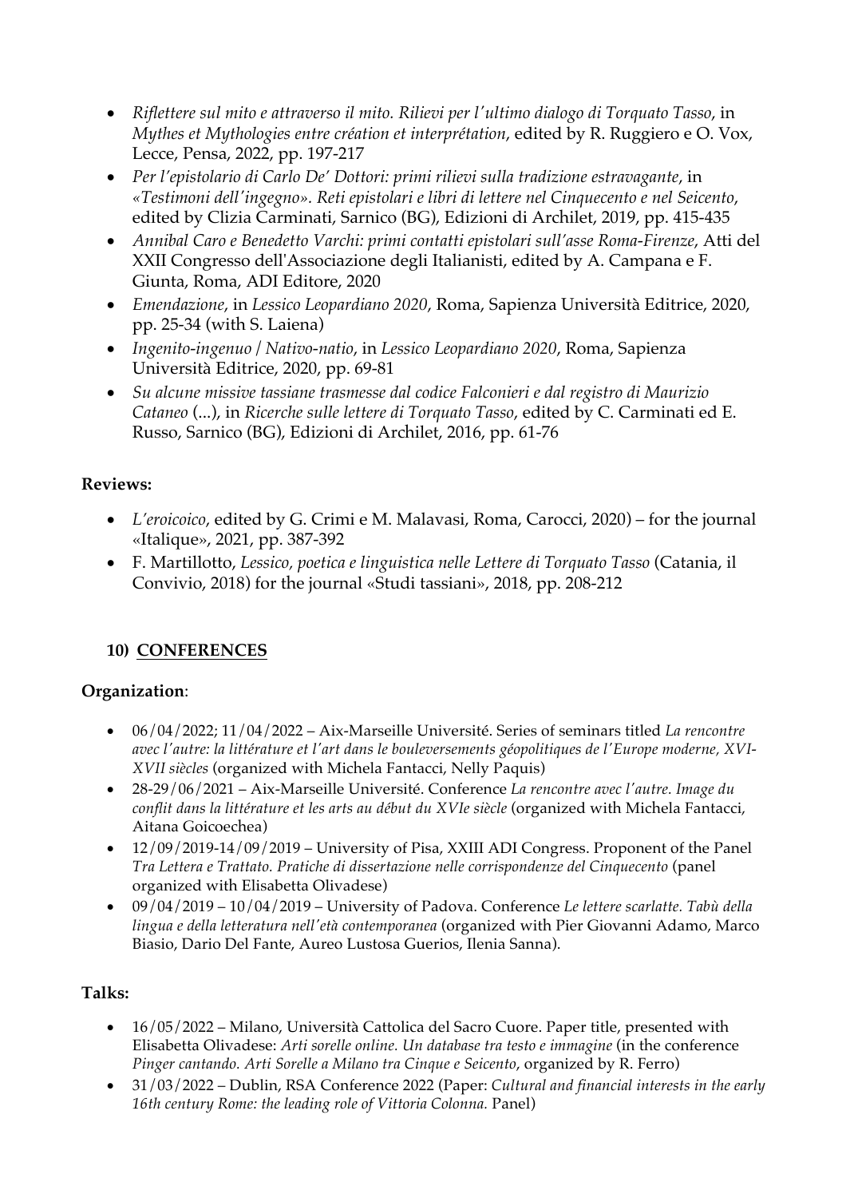- *Riflettere sul mito e attraverso il mito. Rilievi per l'ultimo dialogo di Torquato Tasso*, in *Mythes et Mythologies entre création et interprétation*, edited by R. Ruggiero e O. Vox, Lecce, Pensa, 2022, pp. 197-217
- *Per l'epistolario di Carlo De' Dottori: primi rilievi sulla tradizione estravagante*, in *«Testimoni dell'ingegno». Reti epistolari e libri di lettere nel Cinquecento e nel Seicento*, edited by Clizia Carminati, Sarnico (BG), Edizioni di Archilet, 2019, pp. 415-435
- *Annibal Caro e Benedetto Varchi: primi contatti epistolari sull'asse Roma-Firenze*, Atti del XXII Congresso dell'Associazione degli Italianisti, edited by A. Campana e F. Giunta, Roma, ADI Editore, 2020
- *Emendazione*, in *Lessico Leopardiano 2020*, Roma, Sapienza Università Editrice, 2020, pp. 25-34 (with S. Laiena)
- *Ingenito-ingenuo / Nativo-natio*, in *Lessico Leopardiano 2020*, Roma, Sapienza Università Editrice, 2020, pp. 69-81
- *Su alcune missive tassiane trasmesse dal codice Falconieri e dal registro di Maurizio Cataneo* (...), in *Ricerche sulle lettere di Torquato Tasso*, edited by C. Carminati ed E. Russo, Sarnico (BG), Edizioni di Archilet, 2016, pp. 61-76

**Reviews:**

- *L'eroicoico*, edited by G. Crimi e M. Malavasi, Roma, Carocci, 2020) – for the journal «Italique», 2021, pp. 387-392
- F. Martillotto, *Lessico, poetica e linguistica nelle Lettere di Torquato Tasso* (Catania, il Convivio, 2018) for the journal «Studi tassiani», 2018, pp. 208-212

## 10) CONFERENCES

**Organization**:

- 06/04/2022; 11/04/2022 – Aix-Marseille Université. Series of seminars titled *La rencontre avec l'autre: la littérature et l'art dans le bouleversements géopolitiques de l'Europe moderne, XVI-XVII siècles* (organized with Michela Fantacci, Nelly Paquis)
- 28-29/06/2021 – Aix-Marseille Université. Conference *La rencontre avec l'autre. Image du conflit dans la littérature et les arts au début du XVIe siècle* (organized with Michela Fantacci, Aitana Goicoechea)
- 12/09/2019-14/09/2019 – University of Pisa, XXIII ADI Congress. Proponent of the Panel *Tra Lettera e Trattato. Pratiche di dissertazione nelle corrispondenze del Cinquecento* (panel organized with Elisabetta Olivadese)
- 09/04/2019 – 10/04/2019 – University of Padova. Conference *Le lettere scarlatte. Tabù della lingua e della letteratura nell'età contemporanea* (organized with Pier Giovanni Adamo, Marco Biasio, Dario Del Fante, Aureo Lustosa Guerios, Ilenia Sanna).

**Talks:**

- 16/05/2022 – Milano, Università Cattolica del Sacro Cuore. Paper title, presented with Elisabetta Olivadese: *Arti sorelle online. Un database tra testo e immagine* (in the conference *Pinger cantando. Arti Sorelle a Milano tra Cinque e Seicento*, organized by R. Ferro)
- 31/03/2022 – Dublin, RSA Conference 2022 (Paper: *Cultural and financial interests in the early 16th century Rome: the leading role of Vittoria Colonna.* Panel)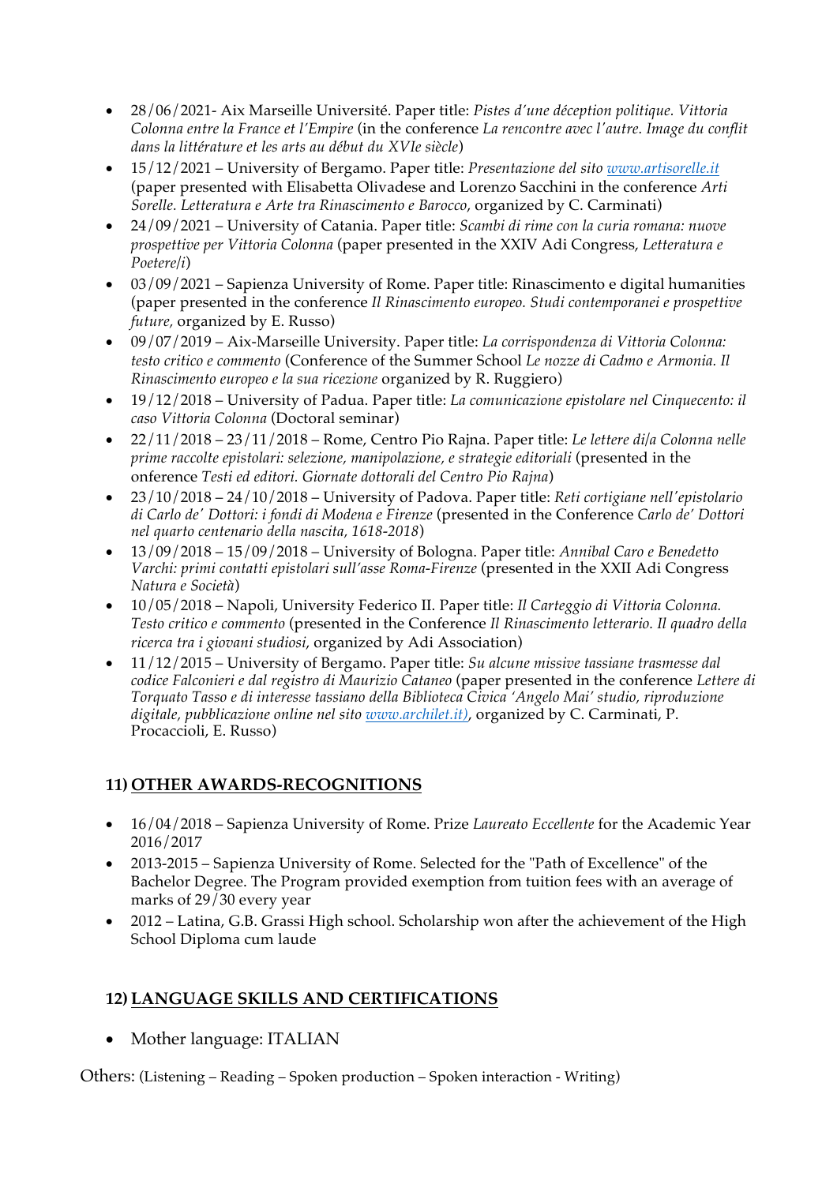- 28/06/2021- Aix Marseille Université. Paper title: *Pistes d'une déception politique. Vittoria Colonna entre la France et l'Empire* (in the conference *La rencontre avec l'autre. Image du conflit dans la littérature et les arts au début du XVIe siècle*)
- 15/12/2021 – University of Bergamo. Paper title: *Presentazione del sito [www.artisorelle.it](www.artisorelle.it)* (paper presented with Elisabetta Olivadese and Lorenzo Sacchini in the conference *Arti Sorelle. Letteratura e Arte tra Rinascimento e Barocco*, organized by C. Carminati)
- 24/09/2021 – University of Catania. Paper title: *Scambi di rime con la curia romana: nuove prospettive per Vittoria Colonna* (paper presented in the XXIV Adi Congress, *Letteratura e Poetere/i*)
- 03/09/2021 – Sapienza University of Rome. Paper title: Rinascimento e digital humanities (paper presented in the conference *Il Rinascimento europeo. Studi contemporanei e prospettive future,* organized by E. Russo)
- 09/07/2019 – Aix-Marseille University. Paper title: *La corrispondenza di Vittoria Colonna: testo critico e commento* (Conference of the Summer School *Le nozze di Cadmo e Armonia. Il Rinascimento europeo e la sua ricezione* organized by R. Ruggiero)
- 19/12/2018 – University of Padua. Paper title: *La comunicazione epistolare nel Cinquecento: il caso Vittoria Colonna* (Doctoral seminar)
- 22/11/2018 – 23/11/2018 – Rome, Centro Pio Rajna. Paper title: *Le lettere di/a Colonna nelle prime raccolte epistolari: selezione, manipolazione, e strategie editoriali* (presented in the onference *Testi ed editori. Giornate dottorali del Centro Pio Rajna*)
- 23/10/2018 – 24/10/2018 – University of Padova. Paper title: *Reti cortigiane nell'epistolario di Carlo de' Dottori: i fondi di Modena e Firenze* (presented in the Conference *Carlo de' Dottori nel quarto centenario della nascita, 1618-2018*)
- 13/09/2018 – 15/09/2018 – University of Bologna. Paper title: *Annibal Caro e Benedetto Varchi: primi contatti epistolari sull'asse Roma-Firenze* (presented in the XXII Adi Congress *Natura e Società*)
- 10/05/2018 – Napoli, University Federico II. Paper title: *Il Carteggio di Vittoria Colonna. Testo critico e commento* (presented in the Conference *Il Rinascimento letterario. Il quadro della ricerca tra i giovani studiosi*, organized by Adi Association)
- 11/12/2015 – University of Bergamo. Paper title: *Su alcune missive tassiane trasmesse dal codice Falconieri e dal registro di Maurizio Cataneo* (paper presented in the conference *Lettere di Torquato Tasso e di interesse tassiano della Biblioteca Civica 'Angelo Mai' studio, riproduzione digitale, pubblicazione online nel sito [www.archilet.it)](www.archilet.it)*, organized by C. Carminati, P. Procaccioli, E. Russo)

## 11) OTHER AWARDS-RECOGNITIONS

- 16/04/2018 – Sapienza University of Rome. Prize *Laureato Eccellente* for the Academic Year 2016/2017
- 2013-2015 – Sapienza University of Rome. Selected for the "Path of Excellence" of the Bachelor Degree. The Program provided exemption from tuition fees with an average of marks of 29/30 every year
- 2012 – Latina, G.B. Grassi High school. Scholarship won after the achievement of the High School Diploma cum laude

## 12) LANGUAGE SKILLS AND CERTIFICATIONS

- Mother language: ITALIAN

Others: (Listening – Reading – Spoken production – Spoken interaction - Writing)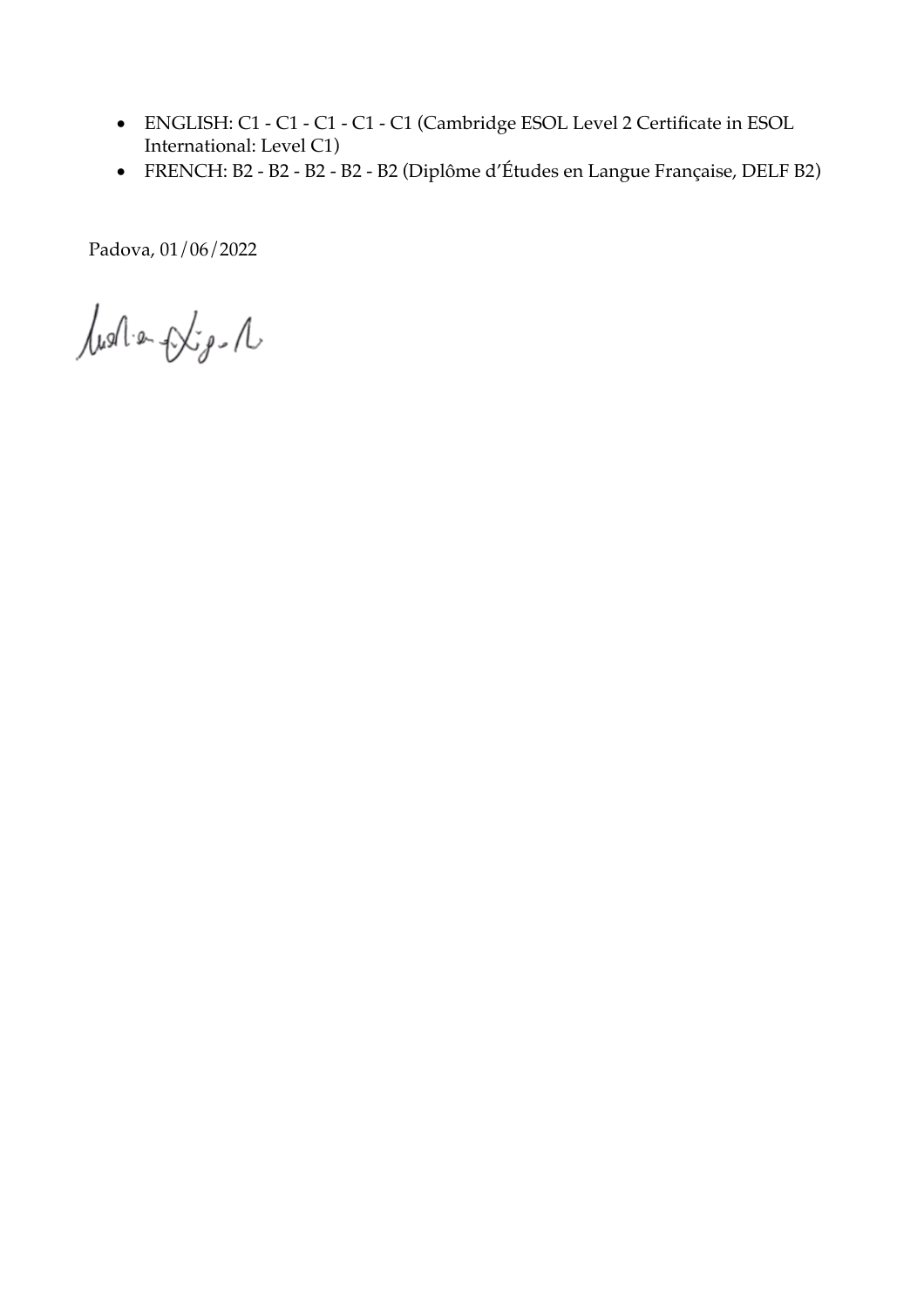- ENGLISH: C1 - C1 - C1 - C1 - C1 (Cambridge ESOL Level 2 Certificate in ESOL International: Level C1)
- FRENCH: B2 - B2 - B2 - B2 - B2 (Diplôme d'Études en Langue Française, DELF B2)

Padova, 01/06/2022